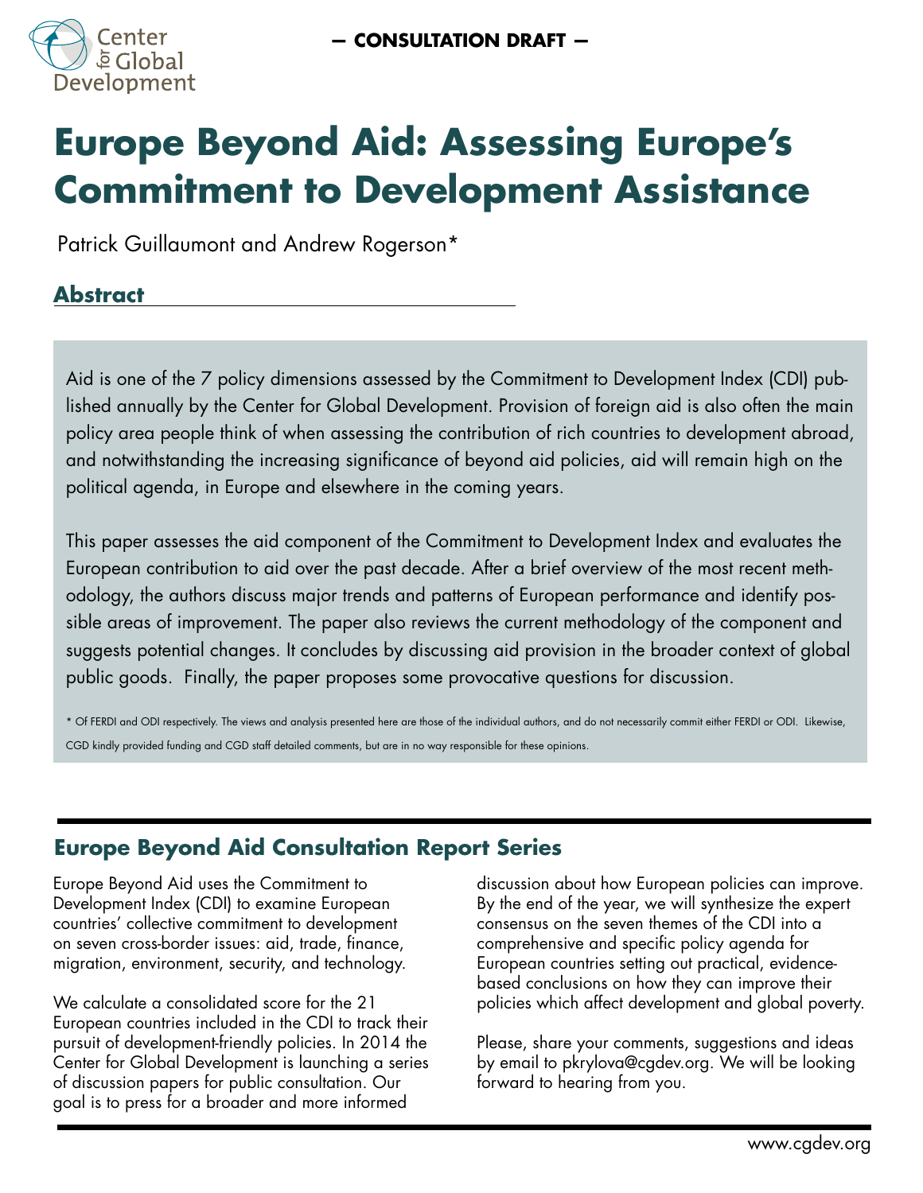— CONSULTATION DRAFT —

# Europe Beyond Aid: Assessing Europe's Commitment to Development Assistance

Patrick Guillaumont and Andrew Rogerson*

## Abstract

Aid is one of the 7 policy dimensions assessed by the Commitment to Development Index (CDI) published annually by the Center for Global Development. Provision of foreign aid is also often the main policy area people think of when assessing the contribution of rich countries to development abroad, and notwithstanding the increasing significance of beyond aid policies, aid will remain high on the political agenda, in Europe and elsewhere in the coming years.

This paper assesses the aid component of the Commitment to Development Index and evaluates the European contribution to aid over the past decade. After a brief overview of the most recent methodology, the authors discuss major trends and patterns of European performance and identify possible areas of improvement. The paper also reviews the current methodology of the component and suggests potential changes. It concludes by discussing aid provision in the broader context of global public goods. Finally, the paper proposes some provocative questions for discussion.

* Of FERDI and ODI respectively. The views and analysis presented here are those of the individual authors, and do not necessarily commit either FERDI or ODI. Likewise, CGD kindly provided funding and CGD staff detailed comments, but are in no way responsible for these opinions.

## Europe Beyond Aid Consultation Report Series

Europe Beyond Aid uses the Commitment to Development Index (CDI) to examine European countries' collective commitment to development on seven cross-border issues: aid, trade, finance, migration, environment, security, and technology.

We calculate a consolidated score for the 21 European countries included in the CDI to track their pursuit of development-friendly policies. In 2014 the Center for Global Development is launching a series of discussion papers for public consultation. Our goal is to press for a broader and more informed discussion about how European policies can improve. By the end of the year, we will synthesize the expert consensus on the seven themes of the CDI into a comprehensive and specific policy agenda for European countries setting out practical, evidence-based conclusions on how they can improve their policies which affect development and global poverty.

Please, share your comments, suggestions and ideas by email to pkrylova@cgdev.org. We will be looking forward to hearing from you.

www.cgdev.org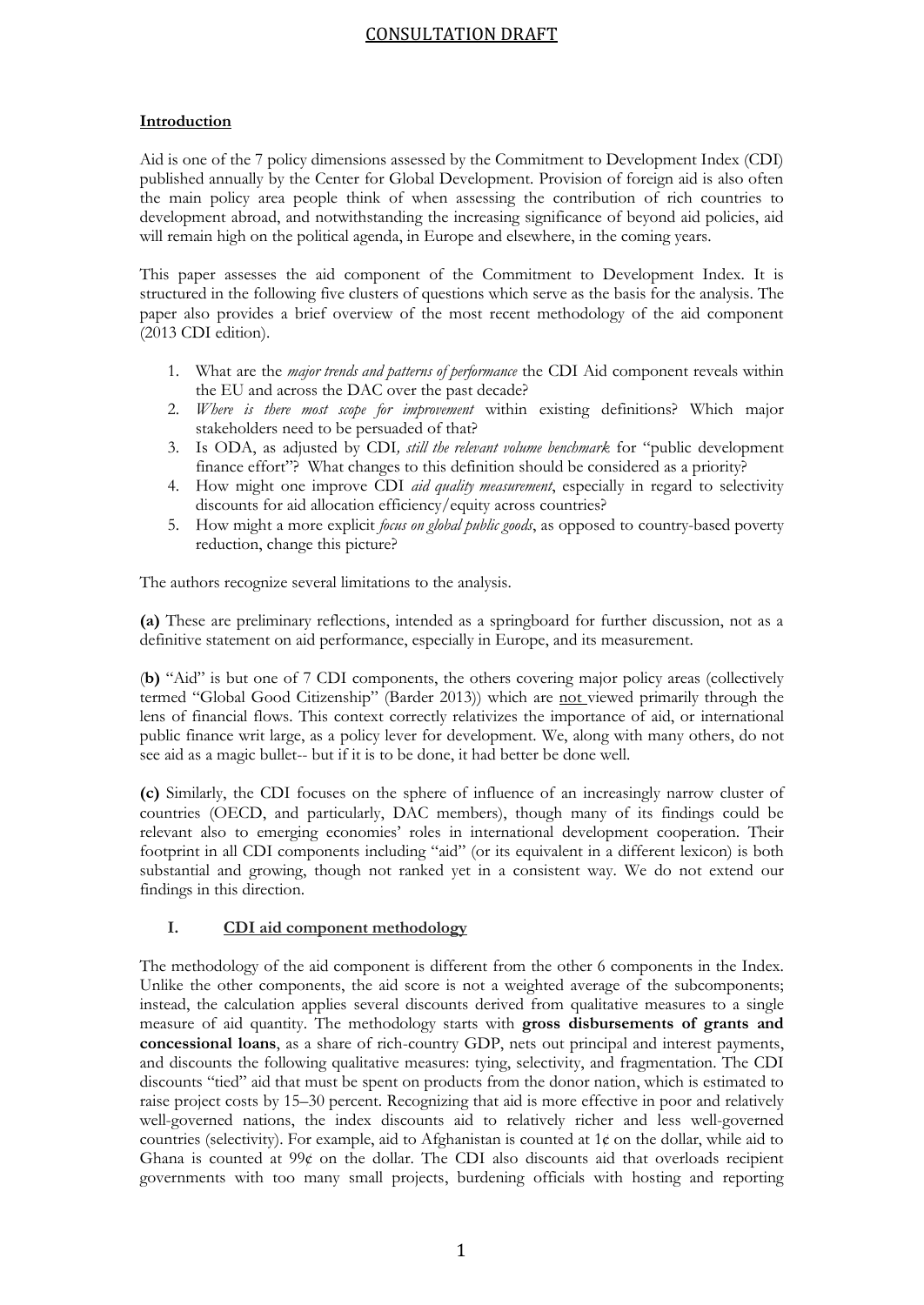CONSULTATION DRAFT

## Introduction

Aid is one of the 7 policy dimensions assessed by the Commitment to Development Index (CDI) published annually by the Center for Global Development. Provision of foreign aid is also often the main policy area people think of when assessing the contribution of rich countries to development abroad, and notwithstanding the increasing significance of beyond aid policies, aid will remain high on the political agenda, in Europe and elsewhere, in the coming years.

This paper assesses the aid component of the Commitment to Development Index. It is structured in the following five clusters of questions which serve as the basis for the analysis. The paper also provides a brief overview of the most recent methodology of the aid component (2013 CDI edition).

1. What are the *major trends and patterns of performance* the CDI Aid component reveals within the EU and across the DAC over the past decade?
2. *Where is there most scope for improvement* within existing definitions? Which major stakeholders need to be persuaded of that?
3. Is ODA, as adjusted by CDI*, still the relevant volume benchmark* for "public development finance effort"? What changes to this definition should be considered as a priority?
4. How might one improve CDI *aid quality measurement*, especially in regard to selectivity discounts for aid allocation efficiency/equity across countries?
5. How might a more explicit *focus on global public goods*, as opposed to country-based poverty reduction, change this picture?

The authors recognize several limitations to the analysis.

**(a)** These are preliminary reflections, intended as a springboard for further discussion, not as a definitive statement on aid performance, especially in Europe, and its measurement.

(**b)** "Aid" is but one of 7 CDI components, the others covering major policy areas (collectively termed "Global Good Citizenship" (Barder 2013)) which are not viewed primarily through the lens of financial flows. This context correctly relativizes the importance of aid, or international public finance writ large, as a policy lever for development. We, along with many others, do not see aid as a magic bullet-- but if it is to be done, it had better be done well.

**(c)** Similarly, the CDI focuses on the sphere of influence of an increasingly narrow cluster of countries (OECD, and particularly, DAC members), though many of its findings could be relevant also to emerging economies' roles in international development cooperation. Their footprint in all CDI components including "aid" (or its equivalent in a different lexicon) is both substantial and growing, though not ranked yet in a consistent way. We do not extend our findings in this direction.

## I. CDI aid component methodology

The methodology of the aid component is different from the other 6 components in the Index. Unlike the other components, the aid score is not a weighted average of the subcomponents; instead, the calculation applies several discounts derived from qualitative measures to a single measure of aid quantity. The methodology starts with **gross disbursements of grants and concessional loans**, as a share of rich-country GDP, nets out principal and interest payments, and discounts the following qualitative measures: tying, selectivity, and fragmentation. The CDI discounts "tied" aid that must be spent on products from the donor nation, which is estimated to raise project costs by 15–30 percent. Recognizing that aid is more effective in poor and relatively well-governed nations, the index discounts aid to relatively richer and less well-governed countries (selectivity). For example, aid to Afghanistan is counted at 1¢ on the dollar, while aid to Ghana is counted at 99¢ on the dollar. The CDI also discounts aid that overloads recipient governments with too many small projects, burdening officials with hosting and reporting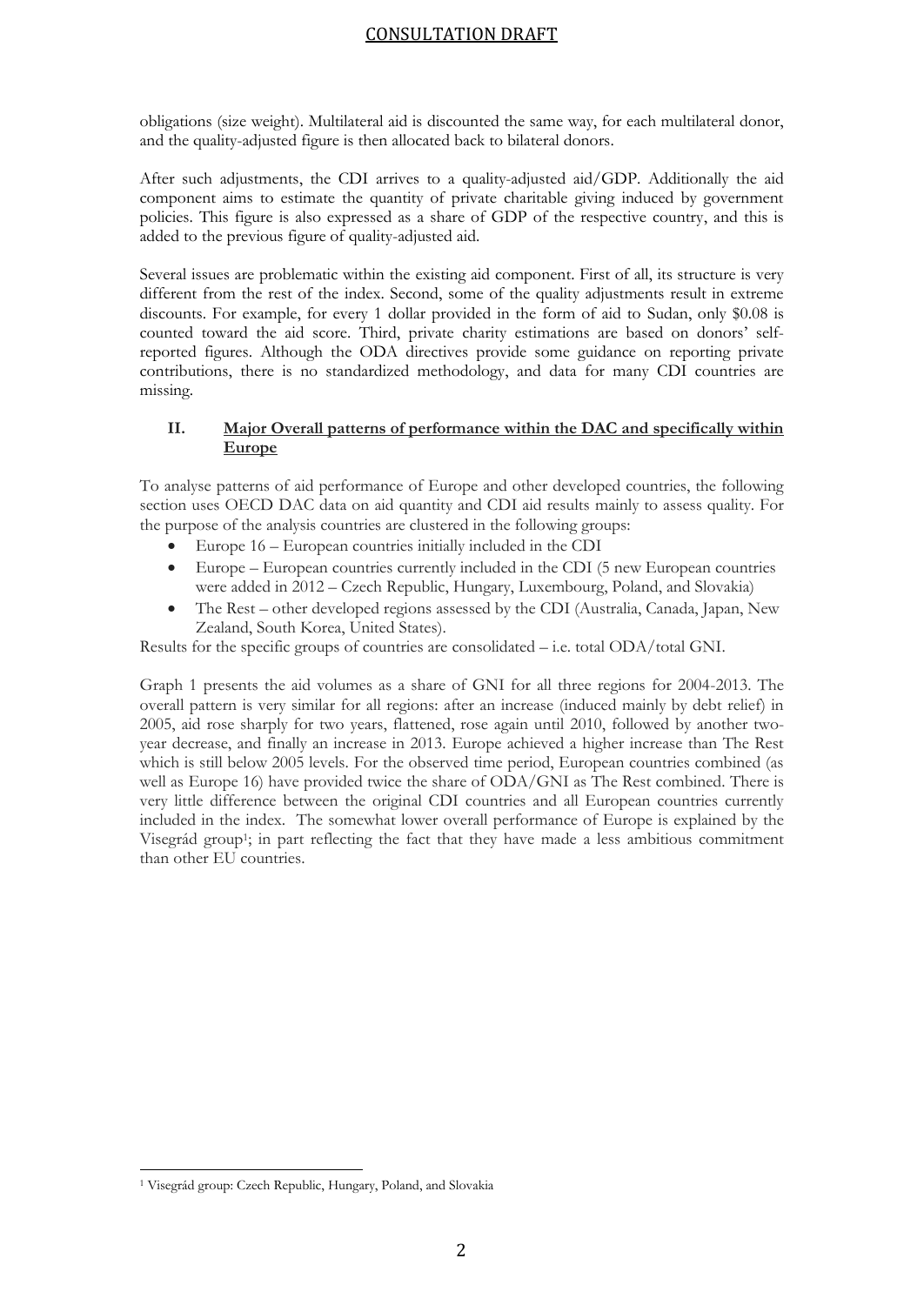obligations (size weight). Multilateral aid is discounted the same way, for each multilateral donor, and the quality-adjusted figure is then allocated back to bilateral donors.

After such adjustments, the CDI arrives to a quality-adjusted aid/GDP. Additionally the aid component aims to estimate the quantity of private charitable giving induced by government policies. This figure is also expressed as a share of GDP of the respective country, and this is added to the previous figure of quality-adjusted aid.

Several issues are problematic within the existing aid component. First of all, its structure is very different from the rest of the index. Second, some of the quality adjustments result in extreme discounts. For example, for every 1 dollar provided in the form of aid to Sudan, only $0.08 is counted toward the aid score. Third, private charity estimations are based on donors' self-reported figures. Although the ODA directives provide some guidance on reporting private contributions, there is no standardized methodology, and data for many CDI countries are missing.

## II. Major Overall patterns of performance within the DAC and specifically within Europe

To analyse patterns of aid performance of Europe and other developed countries, the following section uses OECD DAC data on aid quantity and CDI aid results mainly to assess quality. For the purpose of the analysis countries are clustered in the following groups:

- Europe 16 – European countries initially included in the CDI
- Europe – European countries currently included in the CDI (5 new European countries were added in 2012 – Czech Republic, Hungary, Luxembourg, Poland, and Slovakia)
- The Rest – other developed regions assessed by the CDI (Australia, Canada, Japan, New Zealand, South Korea, United States).

Results for the specific groups of countries are consolidated – i.e. total ODA/total GNI.

Graph 1 presents the aid volumes as a share of GNI for all three regions for 2004-2013. The overall pattern is very similar for all regions: after an increase (induced mainly by debt relief) in 2005, aid rose sharply for two years, flattened, rose again until 2010, followed by another two-year decrease, and finally an increase in 2013. Europe achieved a higher increase than The Rest which is still below 2005 levels. For the observed time period, European countries combined (as well as Europe 16) have provided twice the share of ODA/GNI as The Rest combined. There is very little difference between the original CDI countries and all European countries currently included in the index. The somewhat lower overall performance of Europe is explained by the Visegrád group[1]; in part reflecting the fact that they have made a less ambitious commitment than other EU countries.

[1] Visegrád group: Czech Republic, Hungary, Poland, and Slovakia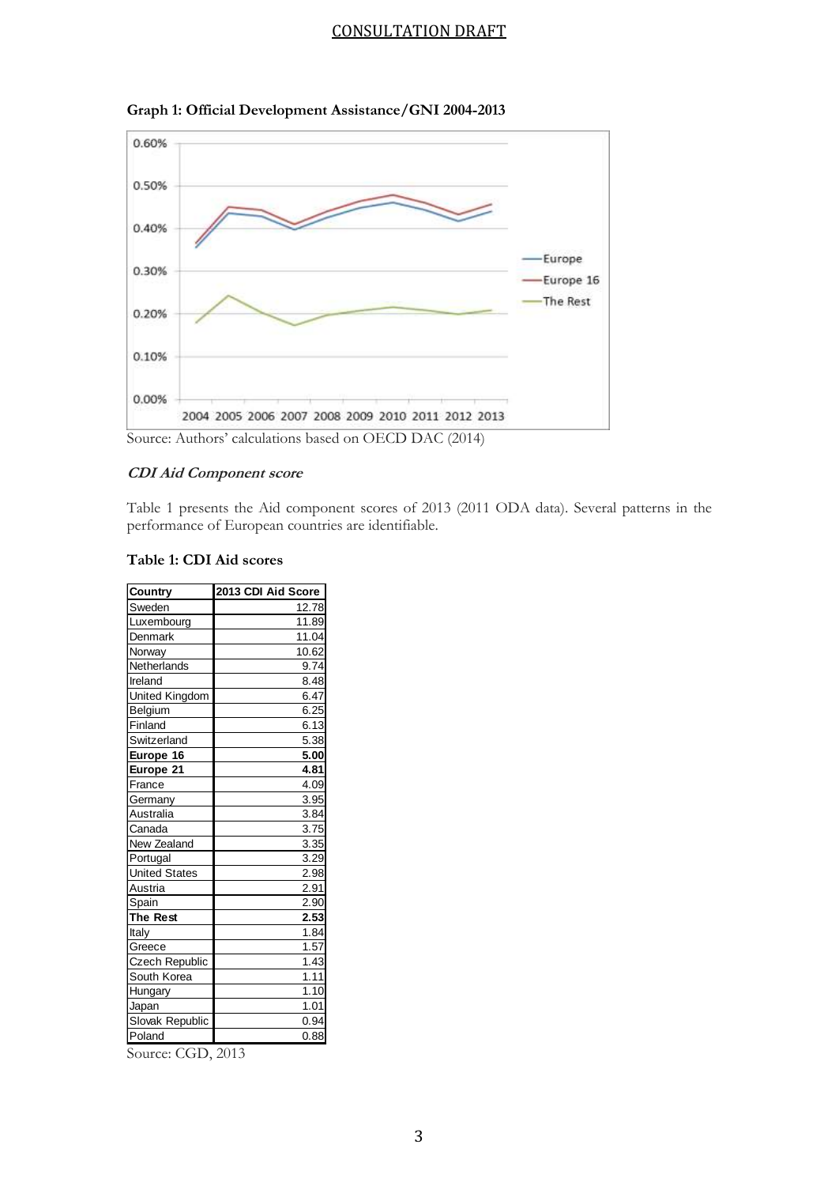**Graph 1: Official Development Assistance/GNI 2004-2013**

Source: Authors' calculations based on OECD DAC (2014)

***CDI Aid Component score***

Table 1 presents the Aid component scores of 2013 (2011 ODA data). Several patterns in the performance of European countries are identifiable.

**Table 1: CDI Aid scores**

| Country | 2013 CDI Aid Score |
|---|---|
| Sweden | 12.78 |
| Luxembourg | 11.89 |
| Denmark | 11.04 |
| Norway | 10.62 |
| Netherlands | 9.74 |
| Ireland | 8.48 |
| United Kingdom | 6.47 |
| Belgium | 6.25 |
| Finland | 6.13 |
| Switzerland | 5.38 |
| **Europe 16** | **5.00** |
| **Europe 21** | **4.81** |
| France | 4.09 |
| Germany | 3.95 |
| Australia | 3.84 |
| Canada | 3.75 |
| New Zealand | 3.35 |
| Portugal | 3.29 |
| United States | 2.98 |
| Austria | 2.91 |
| Spain | 2.90 |
| **The Rest** | **2.53** |
| Italy | 1.84 |
| Greece | 1.57 |
| Czech Republic | 1.43 |
| South Korea | 1.11 |
| Hungary | 1.10 |
| Japan | 1.01 |
| Slovak Republic | 0.94 |
| Poland | 0.88 |

Source: CGD, 2013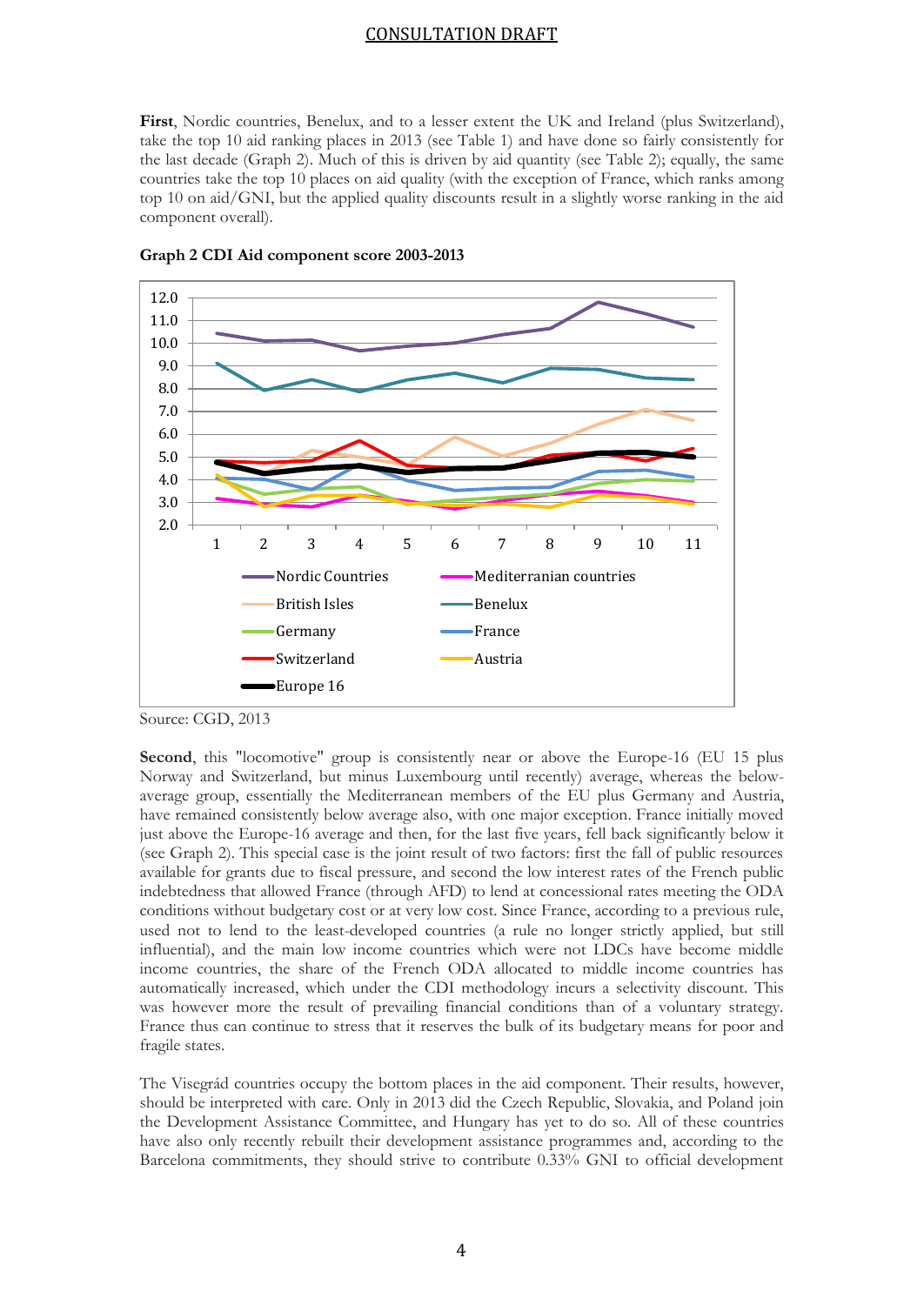**First**, Nordic countries, Benelux, and to a lesser extent the UK and Ireland (plus Switzerland), take the top 10 aid ranking places in 2013 (see Table 1) and have done so fairly consistently for the last decade (Graph 2). Much of this is driven by aid quantity (see Table 2); equally, the same countries take the top 10 places on aid quality (with the exception of France, which ranks among top 10 on aid/GNI, but the applied quality discounts result in a slightly worse ranking in the aid component overall).

**Graph 2 CDI Aid component score 2003-2013**

Source: CGD, 2013

**Second**, this "locomotive" group is consistently near or above the Europe-16 (EU 15 plus Norway and Switzerland, but minus Luxembourg until recently) average, whereas the below-average group, essentially the Mediterranean members of the EU plus Germany and Austria, have remained consistently below average also, with one major exception. France initially moved just above the Europe-16 average and then, for the last five years, fell back significantly below it (see Graph 2). This special case is the joint result of two factors: first the fall of public resources available for grants due to fiscal pressure, and second the low interest rates of the French public indebtedness that allowed France (through AFD) to lend at concessional rates meeting the ODA conditions without budgetary cost or at very low cost. Since France, according to a previous rule, used not to lend to the least-developed countries (a rule no longer strictly applied, but still influential), and the main low income countries which were not LDCs have become middle income countries, the share of the French ODA allocated to middle income countries has automatically increased, which under the CDI methodology incurs a selectivity discount. This was however more the result of prevailing financial conditions than of a voluntary strategy. France thus can continue to stress that it reserves the bulk of its budgetary means for poor and fragile states.

The Visegrád countries occupy the bottom places in the aid component. Their results, however, should be interpreted with care. Only in 2013 did the Czech Republic, Slovakia, and Poland join the Development Assistance Committee, and Hungary has yet to do so. All of these countries have also only recently rebuilt their development assistance programmes and, according to the Barcelona commitments, they should strive to contribute 0.33% GNI to official development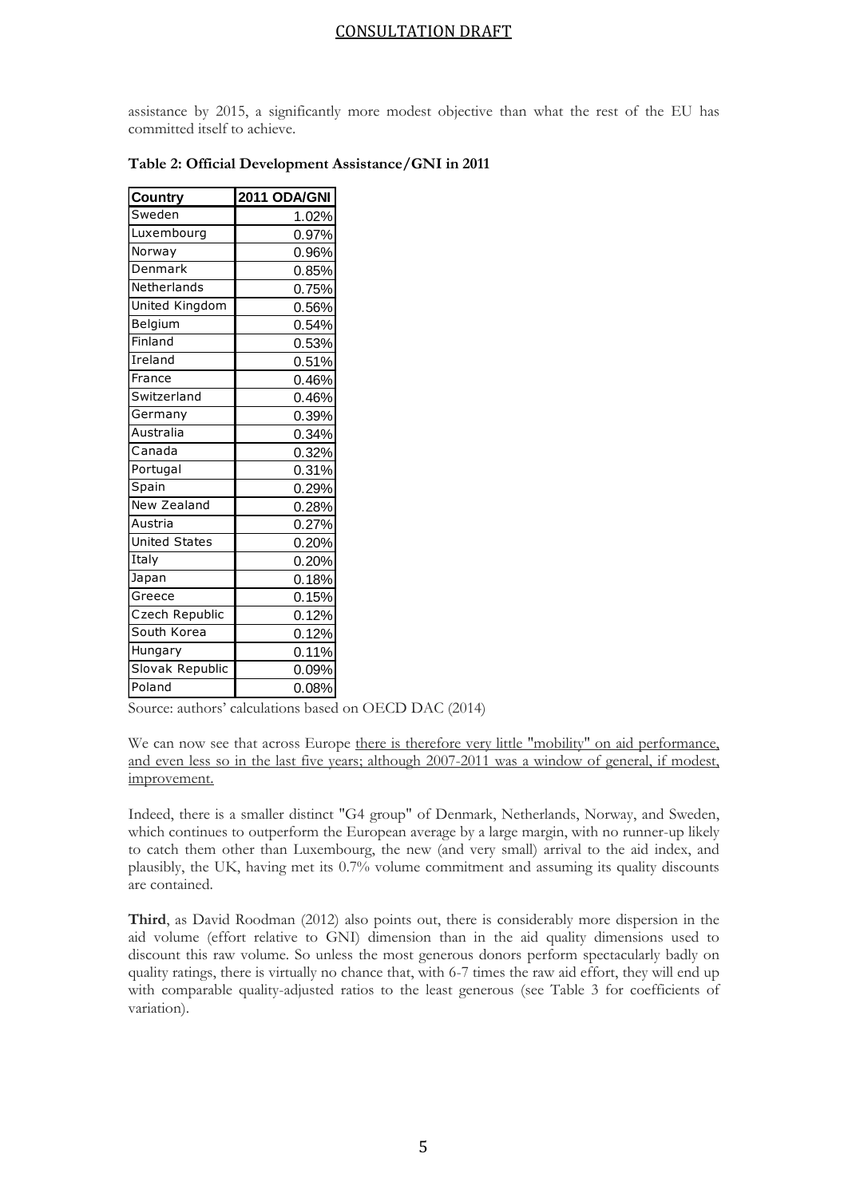assistance by 2015, a significantly more modest objective than what the rest of the EU has committed itself to achieve.

**Table 2: Official Development Assistance/GNI in 2011**

| Country | 2011 ODA/GNI |
|---|---|
| Sweden | 1.02% |
| Luxembourg | 0.97% |
| Norway | 0.96% |
| Denmark | 0.85% |
| Netherlands | 0.75% |
| United Kingdom | 0.56% |
| Belgium | 0.54% |
| Finland | 0.53% |
| Ireland | 0.51% |
| France | 0.46% |
| Switzerland | 0.46% |
| Germany | 0.39% |
| Australia | 0.34% |
| Canada | 0.32% |
| Portugal | 0.31% |
| Spain | 0.29% |
| New Zealand | 0.28% |
| Austria | 0.27% |
| United States | 0.20% |
| Italy | 0.20% |
| Japan | 0.18% |
| Greece | 0.15% |
| Czech Republic | 0.12% |
| South Korea | 0.12% |
| Hungary | 0.11% |
| Slovak Republic | 0.09% |
| Poland | 0.08% |

Source: authors' calculations based on OECD DAC (2014)

We can now see that across Europe there is therefore very little "mobility" on aid performance, and even less so in the last five years; although 2007-2011 was a window of general, if modest, improvement.

Indeed, there is a smaller distinct "G4 group" of Denmark, Netherlands, Norway, and Sweden, which continues to outperform the European average by a large margin, with no runner-up likely to catch them other than Luxembourg, the new (and very small) arrival to the aid index, and plausibly, the UK, having met its 0.7% volume commitment and assuming its quality discounts are contained.

**Third**, as David Roodman (2012) also points out, there is considerably more dispersion in the aid volume (effort relative to GNI) dimension than in the aid quality dimensions used to discount this raw volume. So unless the most generous donors perform spectacularly badly on quality ratings, there is virtually no chance that, with 6-7 times the raw aid effort, they will end up with comparable quality-adjusted ratios to the least generous (see Table 3 for coefficients of variation).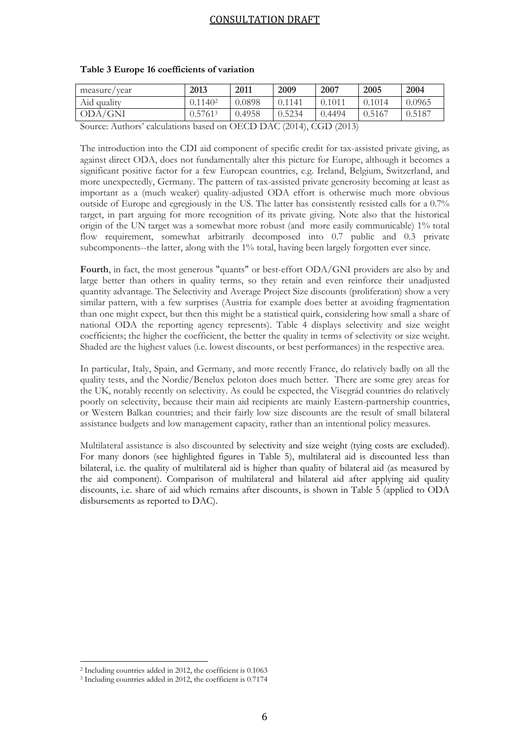**Table 3 Europe 16 coefficients of variation**

| measure/year | 2013 | 2011 | 2009 | 2007 | 2005 | 2004 |
|---|---|---|---|---|---|---|
| Aid quality | 0.1140[2] | 0.0898 | 0.1141 | 0.1011 | 0.1014 | 0.0965 |
| ODA/GNI | 0.5761[3] | 0.4958 | 0.5234 | 0.4494 | 0.5167 | 0.5187 |

Source: Authors' calculations based on OECD DAC (2014), CGD (2013)

The introduction into the CDI aid component of specific credit for tax-assisted private giving, as against direct ODA, does not fundamentally alter this picture for Europe, although it becomes a significant positive factor for a few European countries, e.g. Ireland, Belgium, Switzerland, and more unexpectedly, Germany. The pattern of tax-assisted private generosity becoming at least as important as a (much weaker) quality-adjusted ODA effort is otherwise much more obvious outside of Europe and egregiously in the US. The latter has consistently resisted calls for a 0.7% target, in part arguing for more recognition of its private giving. Note also that the historical origin of the UN target was a somewhat more robust (and more easily communicable) 1% total flow requirement, somewhat arbitrarily decomposed into 0.7 public and 0.3 private subcomponents--the latter, along with the 1% total, having been largely forgotten ever since.

**Fourth**, in fact, the most generous "quants" or best-effort ODA/GNI providers are also by and large better than others in quality terms, so they retain and even reinforce their unadjusted quantity advantage. The Selectivity and Average Project Size discounts (proliferation) show a very similar pattern, with a few surprises (Austria for example does better at avoiding fragmentation than one might expect, but then this might be a statistical quirk, considering how small a share of national ODA the reporting agency represents). Table 4 displays selectivity and size weight coefficients; the higher the coefficient, the better the quality in terms of selectivity or size weight. Shaded are the highest values (i.e. lowest discounts, or best performances) in the respective area.

In particular, Italy, Spain, and Germany, and more recently France, do relatively badly on all the quality tests, and the Nordic/Benelux peloton does much better. There are some grey areas for the UK, notably recently on selectivity. As could be expected, the Visegrád countries do relatively poorly on selectivity, because their main aid recipients are mainly Eastern-partnership countries, or Western Balkan countries; and their fairly low size discounts are the result of small bilateral assistance budgets and low management capacity, rather than an intentional policy measures.

Multilateral assistance is also discounted by selectivity and size weight (tying costs are excluded). For many donors (see highlighted figures in Table 5), multilateral aid is discounted less than bilateral, i.e. the quality of multilateral aid is higher than quality of bilateral aid (as measured by the aid component). Comparison of multilateral and bilateral aid after applying aid quality discounts, i.e. share of aid which remains after discounts, is shown in Table 5 (applied to ODA disbursements as reported to DAC).

[2] Including countries added in 2012, the coefficient is 0.1063

[3] Including countries added in 2012, the coefficient is 0.7174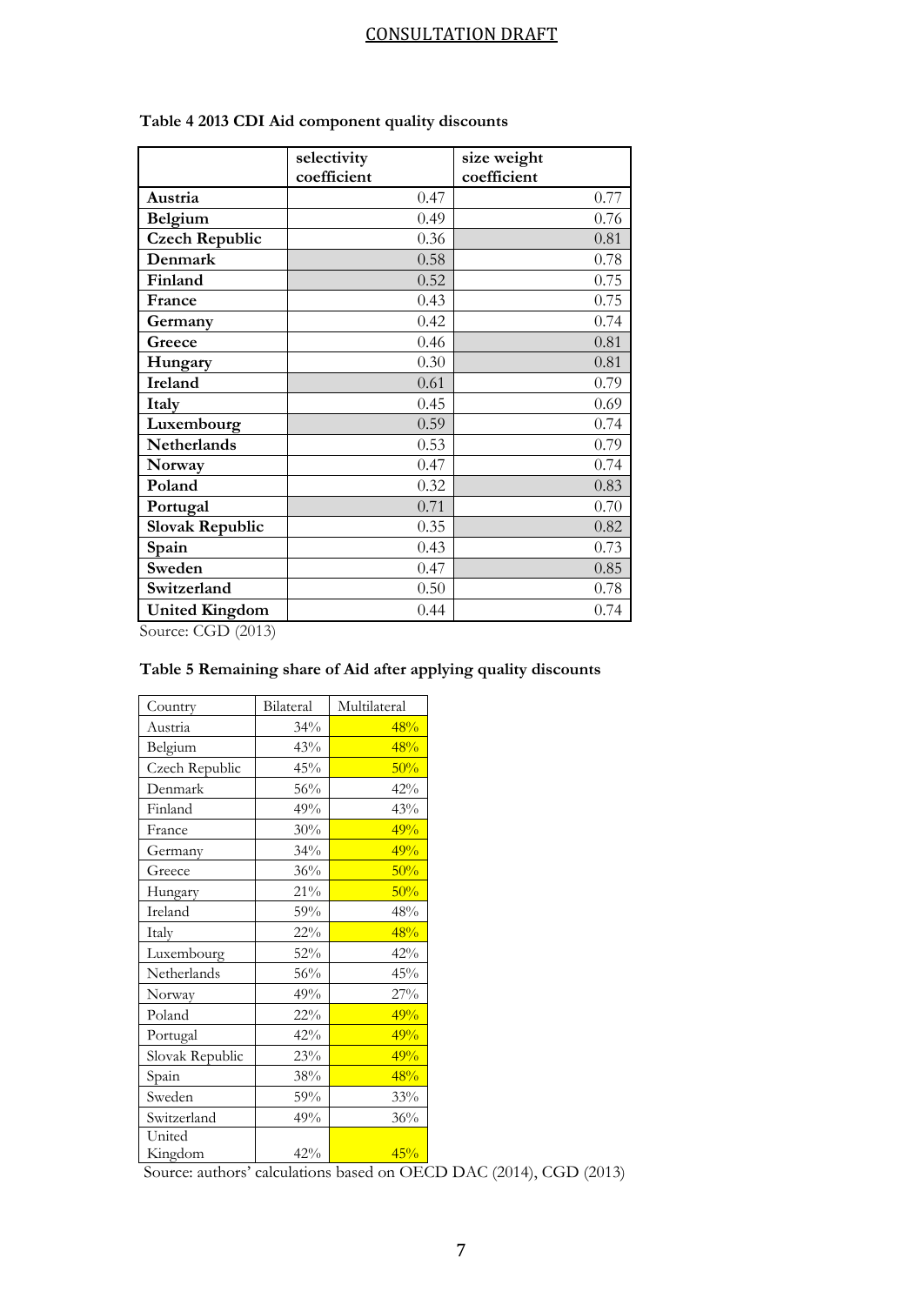**Table 4 2013 CDI Aid component quality discounts**

| | selectivity coefficient | size weight coefficient |
|---|---|---|
| **Austria** | 0.47 | 0.77 |
| **Belgium** | 0.49 | 0.76 |
| **Czech Republic** | 0.36 | 0.81 |
| **Denmark** | 0.58 | 0.78 |
| **Finland** | 0.52 | 0.75 |
| **France** | 0.43 | 0.75 |
| **Germany** | 0.42 | 0.74 |
| **Greece** | 0.46 | 0.81 |
| **Hungary** | 0.30 | 0.81 |
| **Ireland** | 0.61 | 0.79 |
| **Italy** | 0.45 | 0.69 |
| **Luxembourg** | 0.59 | 0.74 |
| **Netherlands** | 0.53 | 0.79 |
| **Norway** | 0.47 | 0.74 |
| **Poland** | 0.32 | 0.83 |
| **Portugal** | 0.71 | 0.70 |
| **Slovak Republic** | 0.35 | 0.82 |
| **Spain** | 0.43 | 0.73 |
| **Sweden** | 0.47 | 0.85 |
| **Switzerland** | 0.50 | 0.78 |
| **United Kingdom** | 0.44 | 0.74 |

Source: CGD (2013)

**Table 5 Remaining share of Aid after applying quality discounts**

| Country | Bilateral | Multilateral |
|---|---|---|
| Austria | 34% | 48% |
| Belgium | 43% | 48% |
| Czech Republic | 45% | 50% |
| Denmark | 56% | 42% |
| Finland | 49% | 43% |
| France | 30% | 49% |
| Germany | 34% | 49% |
| Greece | 36% | 50% |
| Hungary | 21% | 50% |
| Ireland | 59% | 48% |
| Italy | 22% | 48% |
| Luxembourg | 52% | 42% |
| Netherlands | 56% | 45% |
| Norway | 49% | 27% |
| Poland | 22% | 49% |
| Portugal | 42% | 49% |
| Slovak Republic | 23% | 49% |
| Spain | 38% | 48% |
| Sweden | 59% | 33% |
| Switzerland | 49% | 36% |
| United Kingdom | 42% | 45% |

Source: authors' calculations based on OECD DAC (2014), CGD (2013)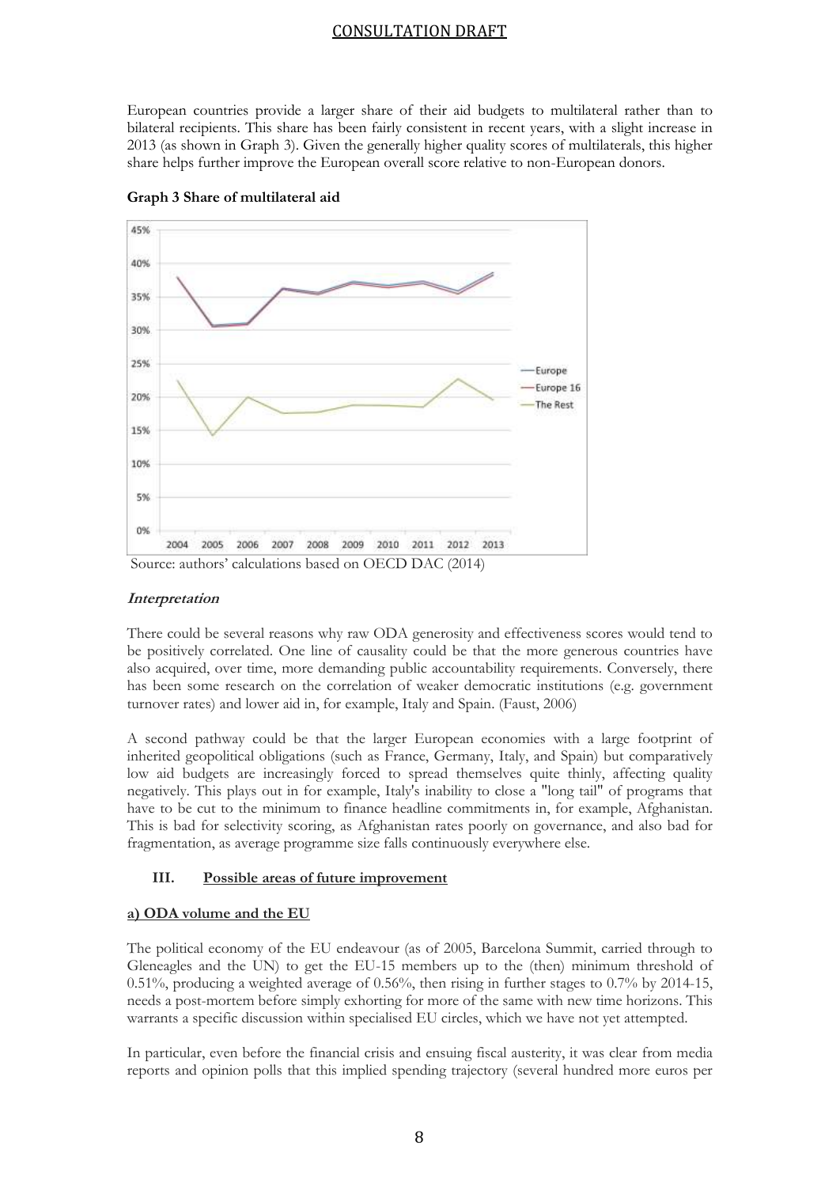European countries provide a larger share of their aid budgets to multilateral rather than to bilateral recipients. This share has been fairly consistent in recent years, with a slight increase in 2013 (as shown in Graph 3). Given the generally higher quality scores of multilaterals, this higher share helps further improve the European overall score relative to non-European donors.

**Graph 3 Share of multilateral aid**

Source: authors' calculations based on OECD DAC (2014)

***Interpretation***

There could be several reasons why raw ODA generosity and effectiveness scores would tend to be positively correlated. One line of causality could be that the more generous countries have also acquired, over time, more demanding public accountability requirements. Conversely, there has been some research on the correlation of weaker democratic institutions (e.g. government turnover rates) and lower aid in, for example, Italy and Spain. (Faust, 2006)

A second pathway could be that the larger European economies with a large footprint of inherited geopolitical obligations (such as France, Germany, Italy, and Spain) but comparatively low aid budgets are increasingly forced to spread themselves quite thinly, affecting quality negatively. This plays out in for example, Italy's inability to close a "long tail" of programs that have to be cut to the minimum to finance headline commitments in, for example, Afghanistan. This is bad for selectivity scoring, as Afghanistan rates poorly on governance, and also bad for fragmentation, as average programme size falls continuously everywhere else.

## III. Possible areas of future improvement

**a) ODA volume and the EU**

The political economy of the EU endeavour (as of 2005, Barcelona Summit, carried through to Gleneagles and the UN) to get the EU-15 members up to the (then) minimum threshold of 0.51%, producing a weighted average of 0.56%, then rising in further stages to 0.7% by 2014-15, needs a post-mortem before simply exhorting for more of the same with new time horizons. This warrants a specific discussion within specialised EU circles, which we have not yet attempted.

In particular, even before the financial crisis and ensuing fiscal austerity, it was clear from media reports and opinion polls that this implied spending trajectory (several hundred more euros per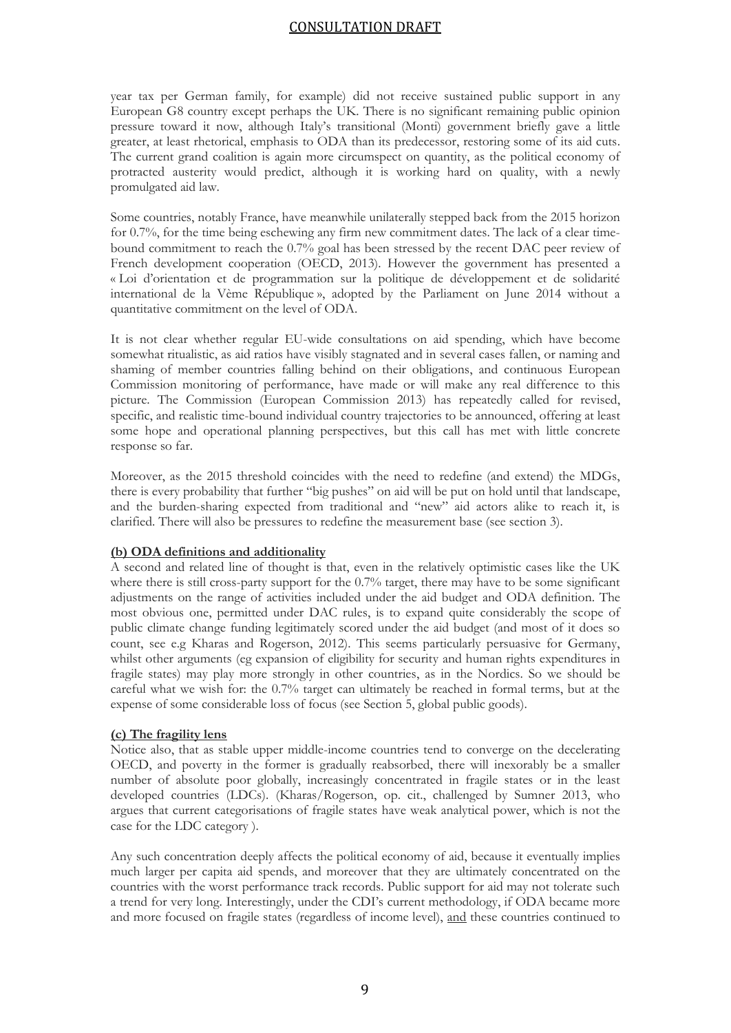year tax per German family, for example) did not receive sustained public support in any European G8 country except perhaps the UK. There is no significant remaining public opinion pressure toward it now, although Italy's transitional (Monti) government briefly gave a little greater, at least rhetorical, emphasis to ODA than its predecessor, restoring some of its aid cuts. The current grand coalition is again more circumspect on quantity, as the political economy of protracted austerity would predict, although it is working hard on quality, with a newly promulgated aid law.

Some countries, notably France, have meanwhile unilaterally stepped back from the 2015 horizon for 0.7%, for the time being eschewing any firm new commitment dates. The lack of a clear time-bound commitment to reach the 0.7% goal has been stressed by the recent DAC peer review of French development cooperation (OECD, 2013). However the government has presented a « Loi d'orientation et de programmation sur la politique de développement et de solidarité international de la Vème République », adopted by the Parliament on June 2014 without a quantitative commitment on the level of ODA.

It is not clear whether regular EU-wide consultations on aid spending, which have become somewhat ritualistic, as aid ratios have visibly stagnated and in several cases fallen, or naming and shaming of member countries falling behind on their obligations, and continuous European Commission monitoring of performance, have made or will make any real difference to this picture. The Commission (European Commission 2013) has repeatedly called for revised, specific, and realistic time-bound individual country trajectories to be announced, offering at least some hope and operational planning perspectives, but this call has met with little concrete response so far.

Moreover, as the 2015 threshold coincides with the need to redefine (and extend) the MDGs, there is every probability that further "big pushes" on aid will be put on hold until that landscape, and the burden-sharing expected from traditional and "new" aid actors alike to reach it, is clarified. There will also be pressures to redefine the measurement base (see section 3).

**(b) ODA definitions and additionality**

A second and related line of thought is that, even in the relatively optimistic cases like the UK where there is still cross-party support for the 0.7% target, there may have to be some significant adjustments on the range of activities included under the aid budget and ODA definition. The most obvious one, permitted under DAC rules, is to expand quite considerably the scope of public climate change funding legitimately scored under the aid budget (and most of it does so count, see e.g Kharas and Rogerson, 2012). This seems particularly persuasive for Germany, whilst other arguments (eg expansion of eligibility for security and human rights expenditures in fragile states) may play more strongly in other countries, as in the Nordics. So we should be careful what we wish for: the 0.7% target can ultimately be reached in formal terms, but at the expense of some considerable loss of focus (see Section 5, global public goods).

**(c) The fragility lens**

Notice also, that as stable upper middle-income countries tend to converge on the decelerating OECD, and poverty in the former is gradually reabsorbed, there will inexorably be a smaller number of absolute poor globally, increasingly concentrated in fragile states or in the least developed countries (LDCs). (Kharas/Rogerson, op. cit., challenged by Sumner 2013, who argues that current categorisations of fragile states have weak analytical power, which is not the case for the LDC category ).

Any such concentration deeply affects the political economy of aid, because it eventually implies much larger per capita aid spends, and moreover that they are ultimately concentrated on the countries with the worst performance track records. Public support for aid may not tolerate such a trend for very long. Interestingly, under the CDI's current methodology, if ODA became more and more focused on fragile states (regardless of income level), and these countries continued to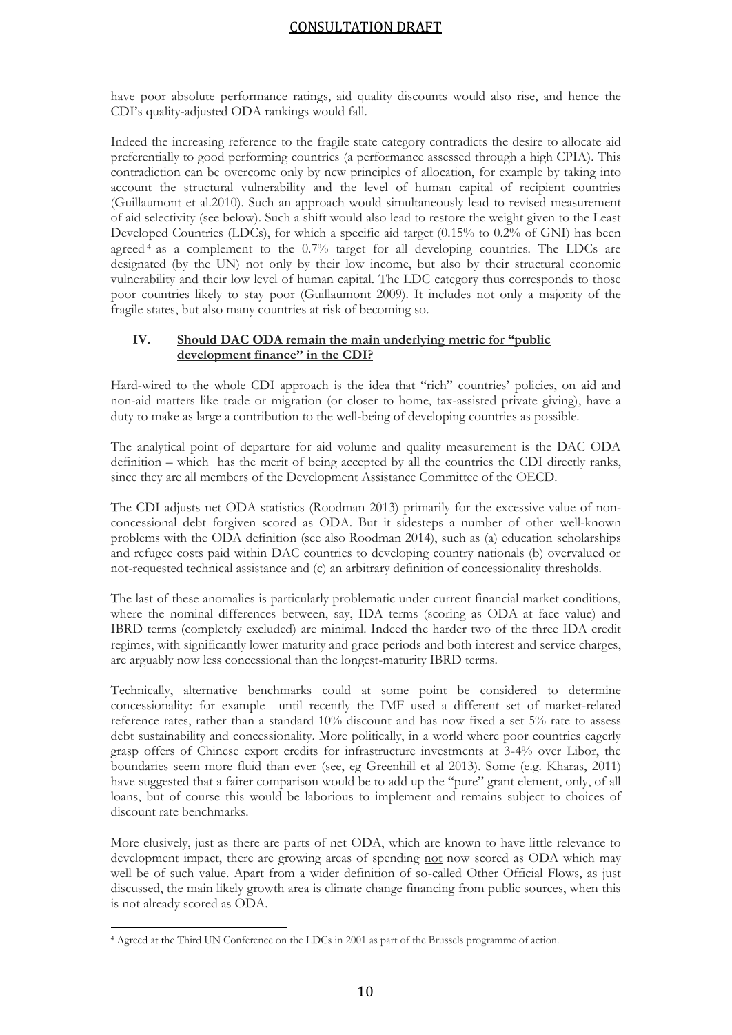have poor absolute performance ratings, aid quality discounts would also rise, and hence the CDI's quality-adjusted ODA rankings would fall.

Indeed the increasing reference to the fragile state category contradicts the desire to allocate aid preferentially to good performing countries (a performance assessed through a high CPIA). This contradiction can be overcome only by new principles of allocation, for example by taking into account the structural vulnerability and the level of human capital of recipient countries (Guillaumont et al.2010). Such an approach would simultaneously lead to revised measurement of aid selectivity (see below). Such a shift would also lead to restore the weight given to the Least Developed Countries (LDCs), for which a specific aid target (0.15% to 0.2% of GNI) has been agreed[4] as a complement to the 0.7% target for all developing countries. The LDCs are designated (by the UN) not only by their low income, but also by their structural economic vulnerability and their low level of human capital. The LDC category thus corresponds to those poor countries likely to stay poor (Guillaumont 2009). It includes not only a majority of the fragile states, but also many countries at risk of becoming so.

## IV. Should DAC ODA remain the main underlying metric for "public development finance" in the CDI?

Hard-wired to the whole CDI approach is the idea that "rich" countries' policies, on aid and non-aid matters like trade or migration (or closer to home, tax-assisted private giving), have a duty to make as large a contribution to the well-being of developing countries as possible.

The analytical point of departure for aid volume and quality measurement is the DAC ODA definition – which has the merit of being accepted by all the countries the CDI directly ranks, since they are all members of the Development Assistance Committee of the OECD.

The CDI adjusts net ODA statistics (Roodman 2013) primarily for the excessive value of non-concessional debt forgiven scored as ODA. But it sidesteps a number of other well-known problems with the ODA definition (see also Roodman 2014), such as (a) education scholarships and refugee costs paid within DAC countries to developing country nationals (b) overvalued or not-requested technical assistance and (c) an arbitrary definition of concessionality thresholds.

The last of these anomalies is particularly problematic under current financial market conditions, where the nominal differences between, say, IDA terms (scoring as ODA at face value) and IBRD terms (completely excluded) are minimal. Indeed the harder two of the three IDA credit regimes, with significantly lower maturity and grace periods and both interest and service charges, are arguably now less concessional than the longest-maturity IBRD terms.

Technically, alternative benchmarks could at some point be considered to determine concessionality: for example until recently the IMF used a different set of market-related reference rates, rather than a standard 10% discount and has now fixed a set 5% rate to assess debt sustainability and concessionality. More politically, in a world where poor countries eagerly grasp offers of Chinese export credits for infrastructure investments at 3-4% over Libor, the boundaries seem more fluid than ever (see, eg Greenhill et al 2013). Some (e.g. Kharas, 2011) have suggested that a fairer comparison would be to add up the "pure" grant element, only, of all loans, but of course this would be laborious to implement and remains subject to choices of discount rate benchmarks.

More elusively, just as there are parts of net ODA, which are known to have little relevance to development impact, there are growing areas of spending <u>not</u> now scored as ODA which may well be of such value. Apart from a wider definition of so-called Other Official Flows, as just discussed, the main likely growth area is climate change financing from public sources, when this is not already scored as ODA.

---

[4] Agreed at the Third UN Conference on the LDCs in 2001 as part of the Brussels programme of action.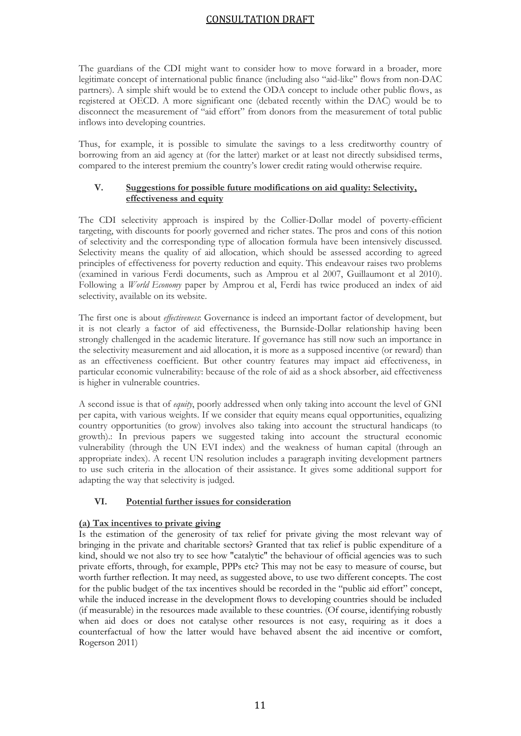The guardians of the CDI might want to consider how to move forward in a broader, more legitimate concept of international public finance (including also "aid-like" flows from non-DAC partners). A simple shift would be to extend the ODA concept to include other public flows, as registered at OECD. A more significant one (debated recently within the DAC) would be to disconnect the measurement of "aid effort" from donors from the measurement of total public inflows into developing countries.

Thus, for example, it is possible to simulate the savings to a less creditworthy country of borrowing from an aid agency at (for the latter) market or at least not directly subsidised terms, compared to the interest premium the country's lower credit rating would otherwise require.

## V. Suggestions for possible future modifications on aid quality: Selectivity, effectiveness and equity

The CDI selectivity approach is inspired by the Collier-Dollar model of poverty-efficient targeting, with discounts for poorly governed and richer states. The pros and cons of this notion of selectivity and the corresponding type of allocation formula have been intensively discussed. Selectivity means the quality of aid allocation, which should be assessed according to agreed principles of effectiveness for poverty reduction and equity. This endeavour raises two problems (examined in various Ferdi documents, such as Amprou et al 2007, Guillaumont et al 2010). Following a *World Economy* paper by Amprou et al, Ferdi has twice produced an index of aid selectivity, available on its website.

The first one is about *effectiveness*: Governance is indeed an important factor of development, but it is not clearly a factor of aid effectiveness, the Burnside-Dollar relationship having been strongly challenged in the academic literature. If governance has still now such an importance in the selectivity measurement and aid allocation, it is more as a supposed incentive (or reward) than as an effectiveness coefficient. But other country features may impact aid effectiveness, in particular economic vulnerability: because of the role of aid as a shock absorber, aid effectiveness is higher in vulnerable countries.

A second issue is that of *equity*, poorly addressed when only taking into account the level of GNI per capita, with various weights. If we consider that equity means equal opportunities, equalizing country opportunities (to grow) involves also taking into account the structural handicaps (to growth).: In previous papers we suggested taking into account the structural economic vulnerability (through the UN EVI index) and the weakness of human capital (through an appropriate index). A recent UN resolution includes a paragraph inviting development partners to use such criteria in the allocation of their assistance. It gives some additional support for adapting the way that selectivity is judged.

## VI. Potential further issues for consideration

### (a) Tax incentives to private giving

Is the estimation of the generosity of tax relief for private giving the most relevant way of bringing in the private and charitable sectors? Granted that tax relief is public expenditure of a kind, should we not also try to see how "catalytic" the behaviour of official agencies was to such private efforts, through, for example, PPPs etc? This may not be easy to measure of course, but worth further reflection. It may need, as suggested above, to use two different concepts. The cost for the public budget of the tax incentives should be recorded in the "public aid effort" concept, while the induced increase in the development flows to developing countries should be included (if measurable) in the resources made available to these countries. (Of course, identifying robustly when aid does or does not catalyse other resources is not easy, requiring as it does a counterfactual of how the latter would have behaved absent the aid incentive or comfort, Rogerson 2011)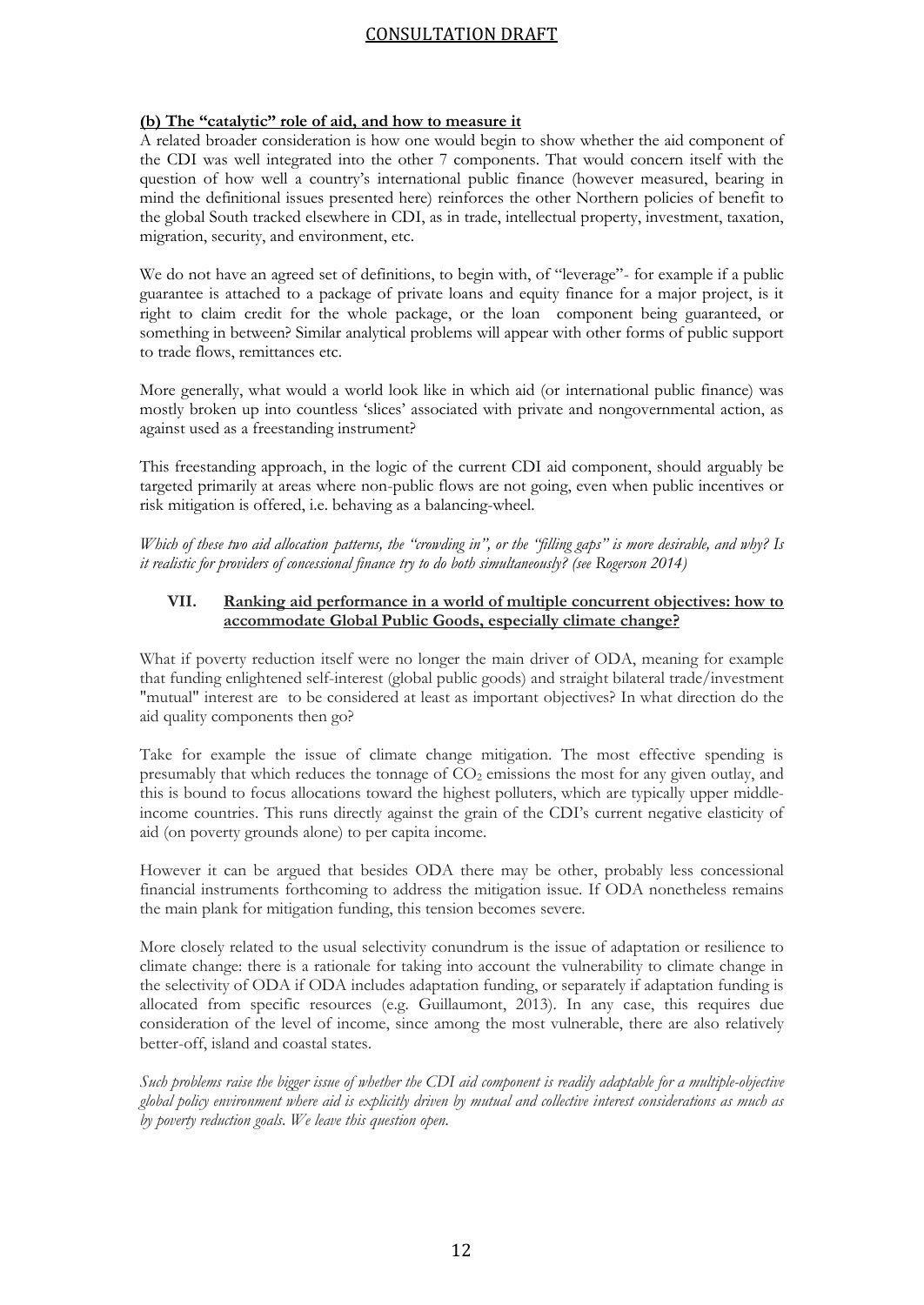### (b) The "catalytic" role of aid, and how to measure it

A related broader consideration is how one would begin to show whether the aid component of the CDI was well integrated into the other 7 components. That would concern itself with the question of how well a country's international public finance (however measured, bearing in mind the definitional issues presented here) reinforces the other Northern policies of benefit to the global South tracked elsewhere in CDI, as in trade, intellectual property, investment, taxation, migration, security, and environment, etc.

We do not have an agreed set of definitions, to begin with, of "leverage"- for example if a public guarantee is attached to a package of private loans and equity finance for a major project, is it right to claim credit for the whole package, or the loan component being guaranteed, or something in between? Similar analytical problems will appear with other forms of public support to trade flows, remittances etc.

More generally, what would a world look like in which aid (or international public finance) was mostly broken up into countless 'slices' associated with private and nongovernmental action, as against used as a freestanding instrument?

This freestanding approach, in the logic of the current CDI aid component, should arguably be targeted primarily at areas where non-public flows are not going, even when public incentives or risk mitigation is offered, i.e. behaving as a balancing-wheel.

*Which of these two aid allocation patterns, the "crowding in", or the "filling gaps" is more desirable, and why? Is it realistic for providers of concessional finance try to do both simultaneously? (see Rogerson 2014)*

## VII. Ranking aid performance in a world of multiple concurrent objectives: how to accommodate Global Public Goods, especially climate change?

What if poverty reduction itself were no longer the main driver of ODA, meaning for example that funding enlightened self-interest (global public goods) and straight bilateral trade/investment "mutual" interest are to be considered at least as important objectives? In what direction do the aid quality components then go?

Take for example the issue of climate change mitigation. The most effective spending is presumably that which reduces the tonnage of $CO_2$ emissions the most for any given outlay, and this is bound to focus allocations toward the highest polluters, which are typically upper middle-income countries. This runs directly against the grain of the CDI's current negative elasticity of aid (on poverty grounds alone) to per capita income.

However it can be argued that besides ODA there may be other, probably less concessional financial instruments forthcoming to address the mitigation issue. If ODA nonetheless remains the main plank for mitigation funding, this tension becomes severe.

More closely related to the usual selectivity conundrum is the issue of adaptation or resilience to climate change: there is a rationale for taking into account the vulnerability to climate change in the selectivity of ODA if ODA includes adaptation funding, or separately if adaptation funding is allocated from specific resources (e.g. Guillaumont, 2013). In any case, this requires due consideration of the level of income, since among the most vulnerable, there are also relatively better-off, island and coastal states.

*Such problems raise the bigger issue of whether the CDI aid component is readily adaptable for a multiple-objective global policy environment where aid is explicitly driven by mutual and collective interest considerations as much as by poverty reduction goals. We leave this question open.*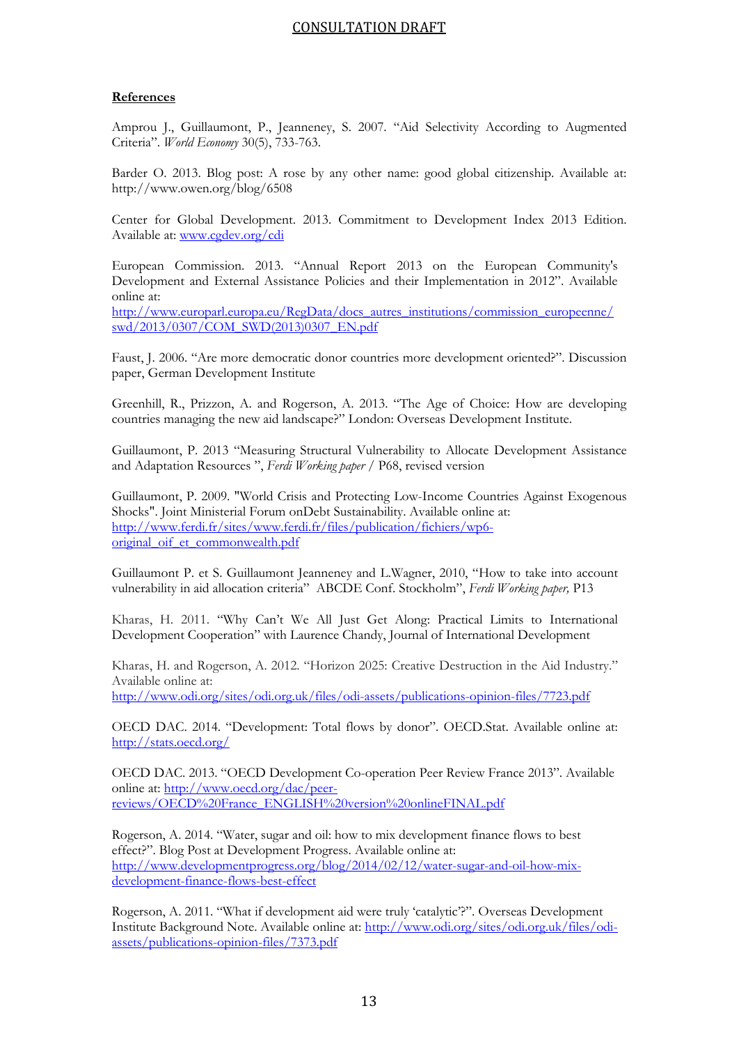**References**

Amprou J., Guillaumont, P., Jeanneney, S. 2007. "Aid Selectivity According to Augmented Criteria". *World Economy* 30(5), 733-763.

Barder O. 2013. Blog post: A rose by any other name: good global citizenship. Available at: http://www.owen.org/blog/6508

Center for Global Development. 2013. Commitment to Development Index 2013 Edition. Available at: www.cgdev.org/cdi

European Commission. 2013. "Annual Report 2013 on the European Community's Development and External Assistance Policies and their Implementation in 2012". Available online at: http://www.europarl.europa.eu/RegData/docs_autres_institutions/commission_europeenne/swd/2013/0307/COM_SWD(2013)0307_EN.pdf

Faust, J. 2006. "Are more democratic donor countries more development oriented?". Discussion paper, German Development Institute

Greenhill, R., Prizzon, A. and Rogerson, A. 2013. "The Age of Choice: How are developing countries managing the new aid landscape?" London: Overseas Development Institute.

Guillaumont, P. 2013 "Measuring Structural Vulnerability to Allocate Development Assistance and Adaptation Resources ", *Ferdi Working paper* / P68, revised version

Guillaumont, P. 2009. "World Crisis and Protecting Low-Income Countries Against Exogenous Shocks". Joint Ministerial Forum onDebt Sustainability. Available online at: http://www.ferdi.fr/sites/www.ferdi.fr/files/publication/fichiers/wp6-original_oif_et_commonwealth.pdf

Guillaumont P. et S. Guillaumont Jeanneney and L.Wagner, 2010, "How to take into account vulnerability in aid allocation criteria" ABCDE Conf. Stockholm", *Ferdi Working paper,* P13

Kharas, H. 2011. "Why Can't We All Just Get Along: Practical Limits to International Development Cooperation" with Laurence Chandy, Journal of International Development

Kharas, H. and Rogerson, A. 2012. "Horizon 2025: Creative Destruction in the Aid Industry." Available online at: http://www.odi.org/sites/odi.org.uk/files/odi-assets/publications-opinion-files/7723.pdf

OECD DAC. 2014. "Development: Total flows by donor". OECD.Stat. Available online at: http://stats.oecd.org/

OECD DAC. 2013. "OECD Development Co-operation Peer Review France 2013". Available online at: http://www.oecd.org/dac/peer-reviews/OECD%20France_ENGLISH%20version%20onlineFINAL.pdf

Rogerson, A. 2014. "Water, sugar and oil: how to mix development finance flows to best effect?". Blog Post at Development Progress. Available online at: http://www.developmentprogress.org/blog/2014/02/12/water-sugar-and-oil-how-mix-development-finance-flows-best-effect

Rogerson, A. 2011. "What if development aid were truly 'catalytic'?". Overseas Development Institute Background Note. Available online at: http://www.odi.org/sites/odi.org.uk/files/odi-assets/publications-opinion-files/7373.pdf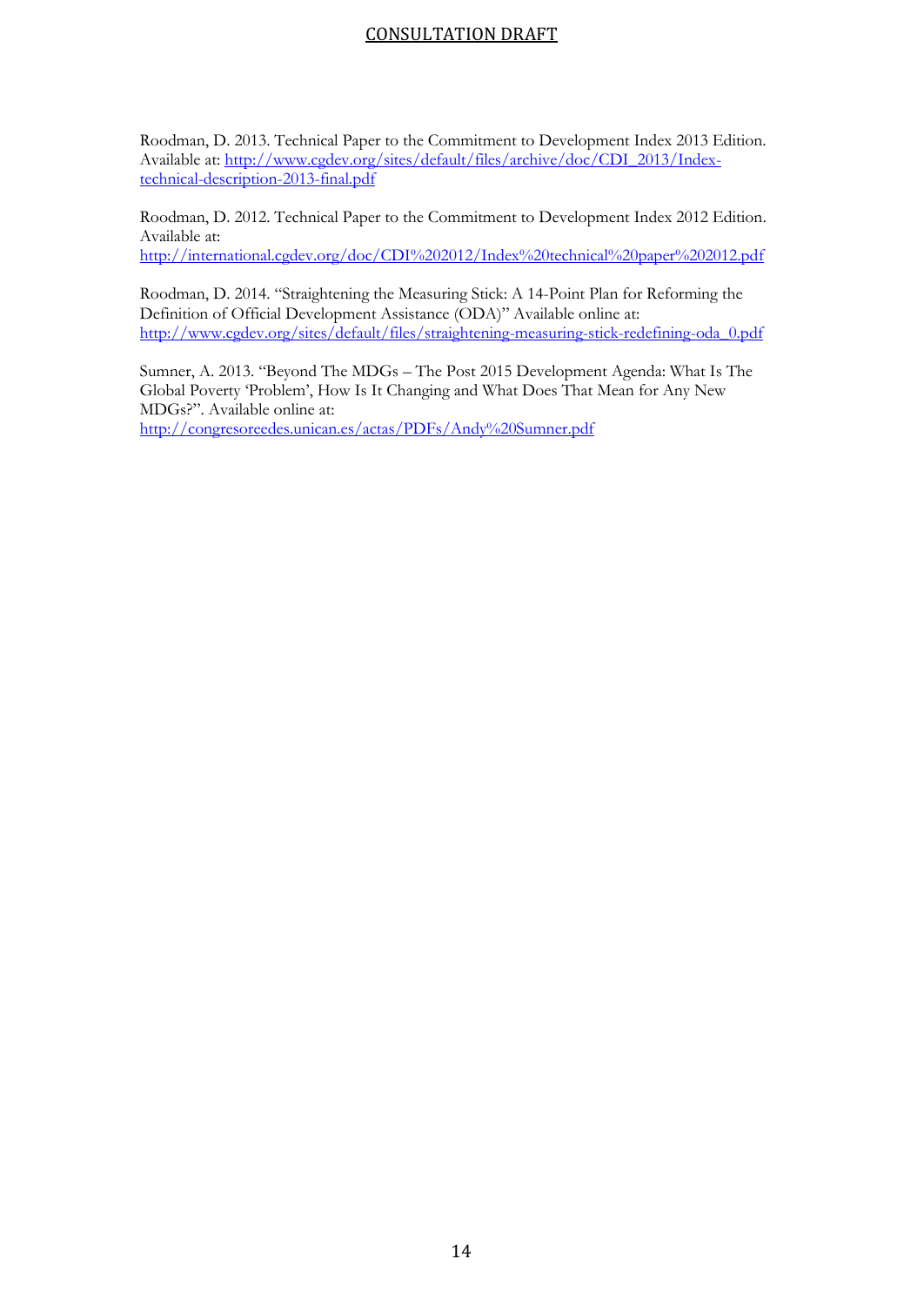Roodman, D. 2013. Technical Paper to the Commitment to Development Index 2013 Edition. Available at: http://www.cgdev.org/sites/default/files/archive/doc/CDI_2013/Index-technical-description-2013-final.pdf

Roodman, D. 2012. Technical Paper to the Commitment to Development Index 2012 Edition. Available at: http://international.cgdev.org/doc/CDI%202012/Index%20technical%20paper%202012.pdf

Roodman, D. 2014. "Straightening the Measuring Stick: A 14-Point Plan for Reforming the Definition of Official Development Assistance (ODA)" Available online at: http://www.cgdev.org/sites/default/files/straightening-measuring-stick-redefining-oda_0.pdf

Sumner, A. 2013. "Beyond The MDGs – The Post 2015 Development Agenda: What Is The Global Poverty 'Problem', How Is It Changing and What Does That Mean for Any New MDGs?". Available online at: http://congresoreedes.unican.es/actas/PDFs/Andy%20Sumner.pdf